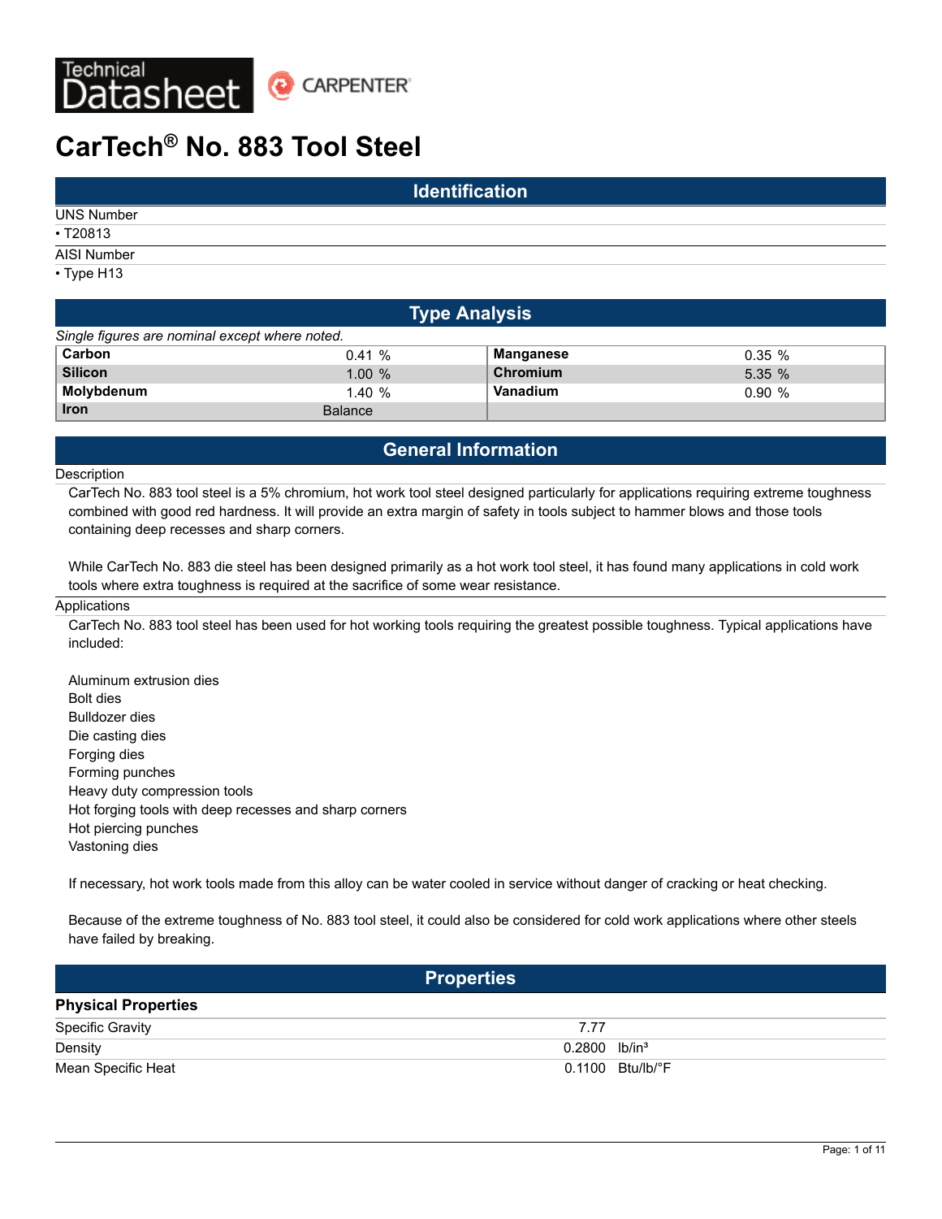Technical Datasheet

CARPENTER

# CarTech® No. 883 Tool Steel

## Identification

UNS Number

- T20813

AISI Number

- Type H13

## Type Analysis

*Single figures are nominal except where noted.*

| | | | |
|---|---|---|---|
| **Carbon** | 0.41 % | **Manganese** | 0.35 % |
| **Silicon** | 1.00 % | **Chromium** | 5.35 % |
| **Molybdenum** | 1.40 % | **Vanadium** | 0.90 % |
| **Iron** | Balance | | |

## General Information

### Description

CarTech No. 883 tool steel is a 5% chromium, hot work tool steel designed particularly for applications requiring extreme toughness combined with good red hardness. It will provide an extra margin of safety in tools subject to hammer blows and those tools containing deep recesses and sharp corners.

While CarTech No. 883 die steel has been designed primarily as a hot work tool steel, it has found many applications in cold work tools where extra toughness is required at the sacrifice of some wear resistance.

### Applications

CarTech No. 883 tool steel has been used for hot working tools requiring the greatest possible toughness. Typical applications have included:

Aluminum extrusion dies
Bolt dies
Bulldozer dies
Die casting dies
Forging dies
Forming punches
Heavy duty compression tools
Hot forging tools with deep recesses and sharp corners
Hot piercing punches
Vastoning dies

If necessary, hot work tools made from this alloy can be water cooled in service without danger of cracking or heat checking.

Because of the extreme toughness of No. 883 tool steel, it could also be considered for cold work applications where other steels have failed by breaking.

## Properties

### Physical Properties

| | | |
|---|---|---|
| Specific Gravity | 7.77 | |
| Density | 0.2800 | lb/in³ |
| Mean Specific Heat | 0.1100 | Btu/lb/°F |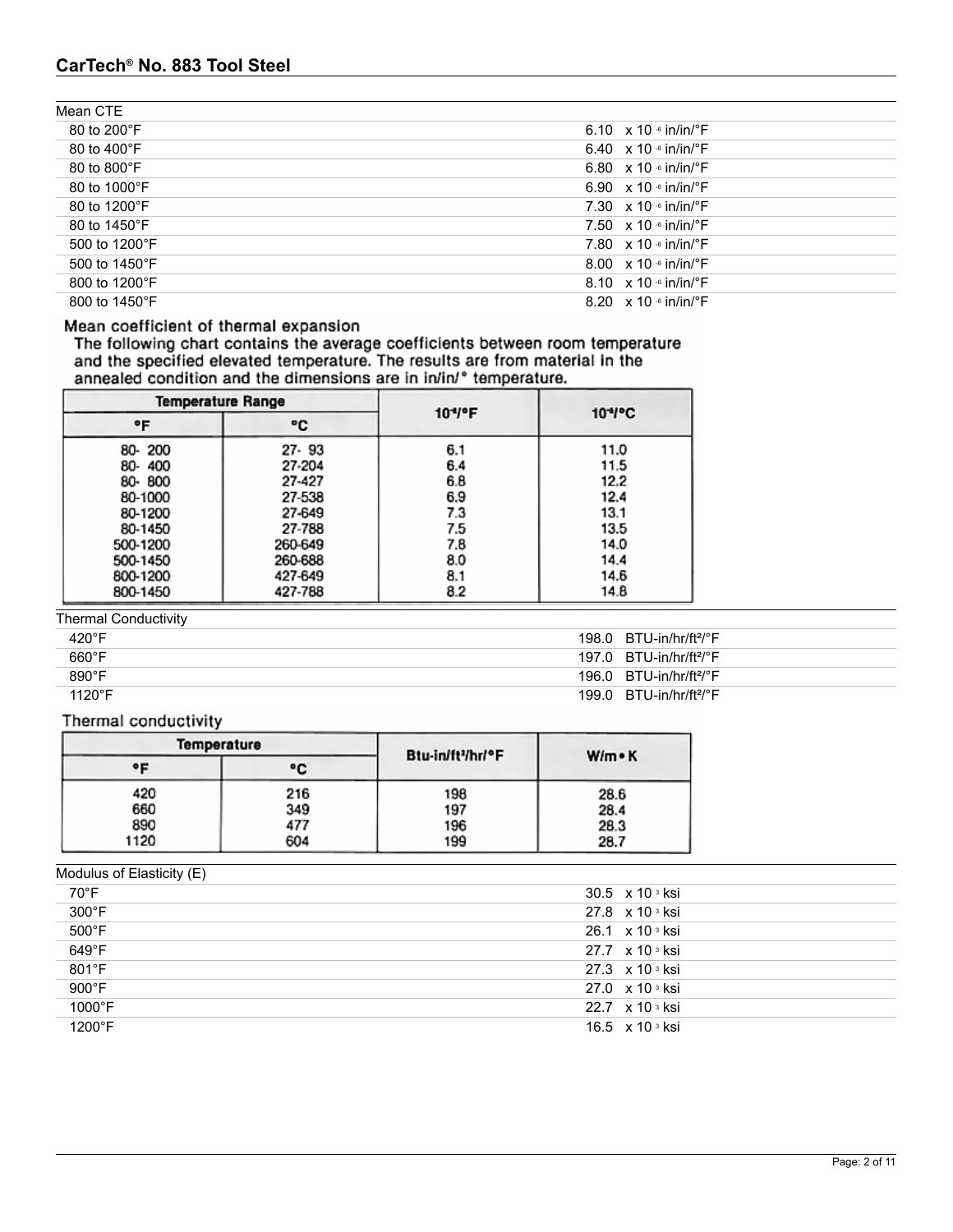| Mean CTE | |
|---|---|
| 80 to 200°F | 6.10 x $10^{-6}$ in/in/°F |
| 80 to 400°F | 6.40 x $10^{-6}$ in/in/°F |
| 80 to 800°F | 6.80 x $10^{-6}$ in/in/°F |
| 80 to 1000°F | 6.90 x $10^{-6}$ in/in/°F |
| 80 to 1200°F | 7.30 x $10^{-6}$ in/in/°F |
| 80 to 1450°F | 7.50 x $10^{-6}$ in/in/°F |
| 500 to 1200°F | 7.80 x $10^{-6}$ in/in/°F |
| 500 to 1450°F | 8.00 x $10^{-6}$ in/in/°F |
| 800 to 1200°F | 8.10 x $10^{-6}$ in/in/°F |
| 800 to 1450°F | 8.20 x $10^{-6}$ in/in/°F |

**Mean coefficient of thermal expansion**

The following chart contains the average coefficients between room temperature and the specified elevated temperature. The results are from material in the annealed condition and the dimensions are in in/in/° temperature.

| Temperature Range | | $10^{-6}$/°F | $10^{-6}$/°C |
|---|---|---|---|
| °F | °C | | |
| 80- 200 | 27- 93 | 6.1 | 11.0 |
| 80- 400 | 27-204 | 6.4 | 11.5 |
| 80- 800 | 27-427 | 6.8 | 12.2 |
| 80-1000 | 27-538 | 6.9 | 12.4 |
| 80-1200 | 27-649 | 7.3 | 13.1 |
| 80-1450 | 27-788 | 7.5 | 13.5 |
| 500-1200 | 260-649 | 7.8 | 14.0 |
| 500-1450 | 260-688 | 8.0 | 14.4 |
| 800-1200 | 427-649 | 8.1 | 14.6 |
| 800-1450 | 427-788 | 8.2 | 14.8 |

| Thermal Conductivity | |
|---|---|
| 420°F | 198.0 BTU-in/hr/ft²/°F |
| 660°F | 197.0 BTU-in/hr/ft²/°F |
| 890°F | 196.0 BTU-in/hr/ft²/°F |
| 1120°F | 199.0 BTU-in/hr/ft²/°F |

**Thermal conductivity**

| Temperature | | Btu-in/ft²/hr/°F | W/m•K |
|---|---|---|---|
| °F | °C | | |
| 420 | 216 | 198 | 28.6 |
| 660 | 349 | 197 | 28.4 |
| 890 | 477 | 196 | 28.3 |
| 1120 | 604 | 199 | 28.7 |

| Modulus of Elasticity (E) | |
|---|---|
| 70°F | 30.5 x $10^{3}$ ksi |
| 300°F | 27.8 x $10^{3}$ ksi |
| 500°F | 26.1 x $10^{3}$ ksi |
| 649°F | 27.7 x $10^{3}$ ksi |
| 801°F | 27.3 x $10^{3}$ ksi |
| 900°F | 27.0 x $10^{3}$ ksi |
| 1000°F | 22.7 x $10^{3}$ ksi |
| 1200°F | 16.5 x $10^{3}$ ksi |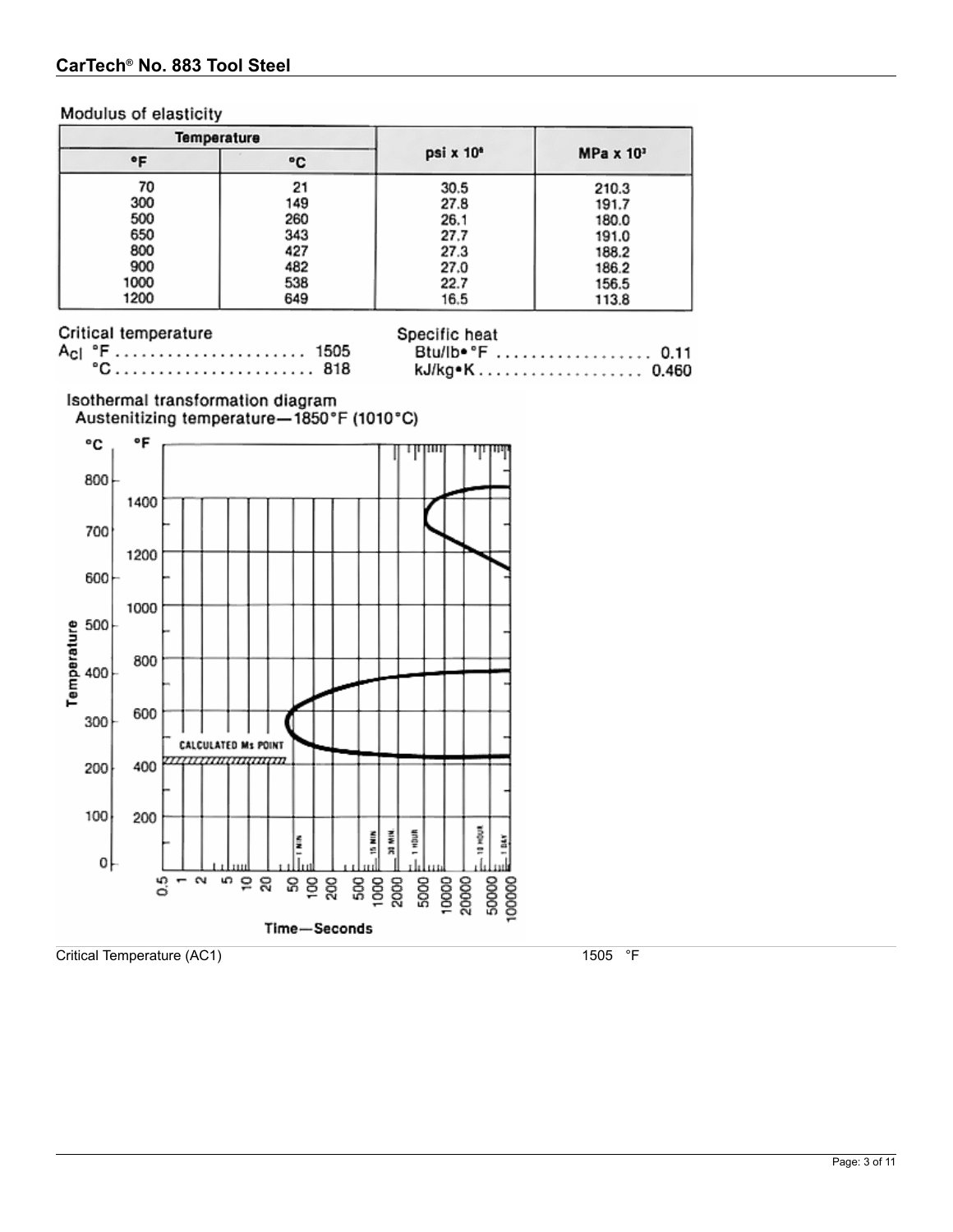## CarTech® No. 883 Tool Steel

### Modulus of elasticity

| Temperature | | psi x $10^6$ | MPa x $10^3$ |
|---|---|---|---|
| °F | °C | | |
| 70 | 21 | 30.5 | 210.3 |
| 300 | 149 | 27.8 | 191.7 |
| 500 | 260 | 26.1 | 180.0 |
| 650 | 343 | 27.7 | 191.0 |
| 800 | 427 | 27.3 | 188.2 |
| 900 | 482 | 27.0 | 186.2 |
| 1000 | 538 | 22.7 | 156.5 |
| 1200 | 649 | 16.5 | 113.8 |

Critical temperature

$A_{cl}$ °F ...................... 1505
°C ...................... 818

Specific heat

Btu/lb•°F .................. 0.11
kJ/kg•K .................. 0.460

Isothermal transformation diagram
Austenitizing temperature—1850°F (1010°C)

Critical Temperature (AC1) 1505 °F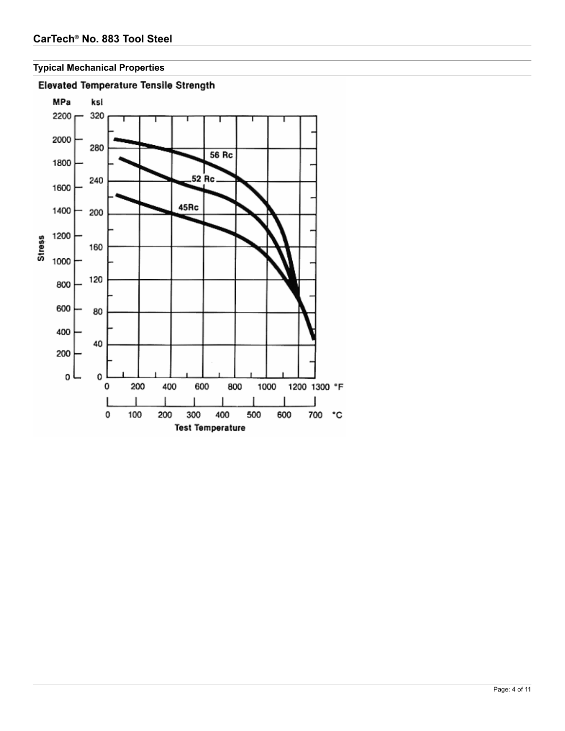## Typical Mechanical Properties

### Elevated Temperature Tensile Strength

MPa ksi

2200 320
2000 280
1800
1600 240
1400 200
1200 160
1000
800 120
600 80
400
200 40
0 0

Stress

56 Rc
52 Rc
45Rc

0 200 400 600 800 1000 1200 1300 °F

0 100 200 300 400 500 600 700 °C

Test Temperature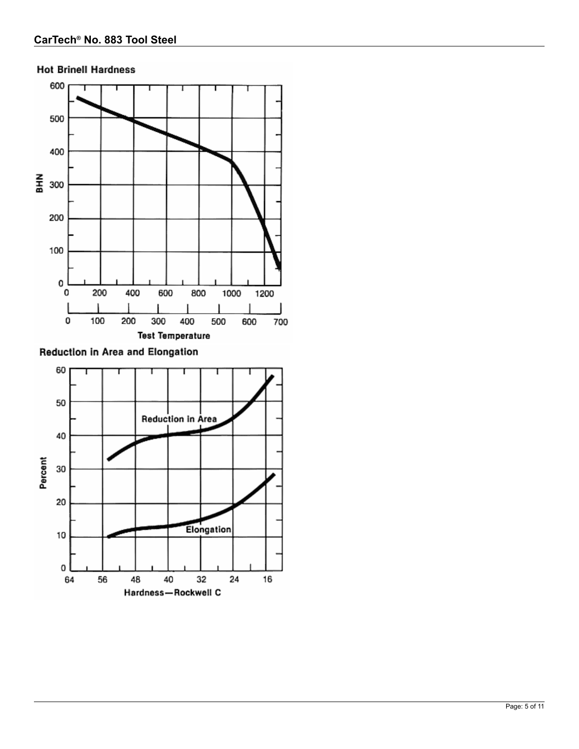### Hot Brinell Hardness

### Reduction in Area and Elongation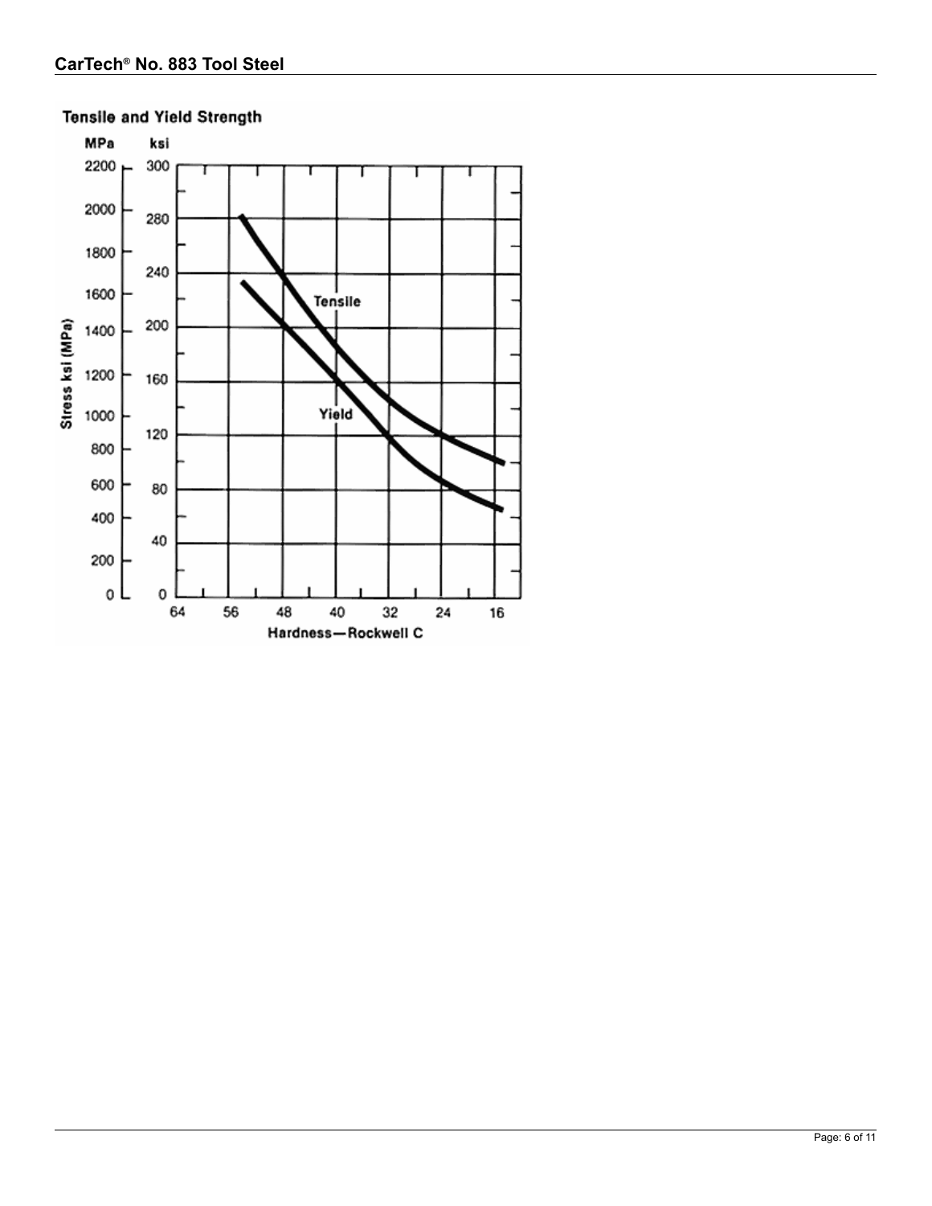### Tensile and Yield Strength

MPa ksi

Stress ksi (MPa)

Tensile

Yield

Hardness—Rockwell C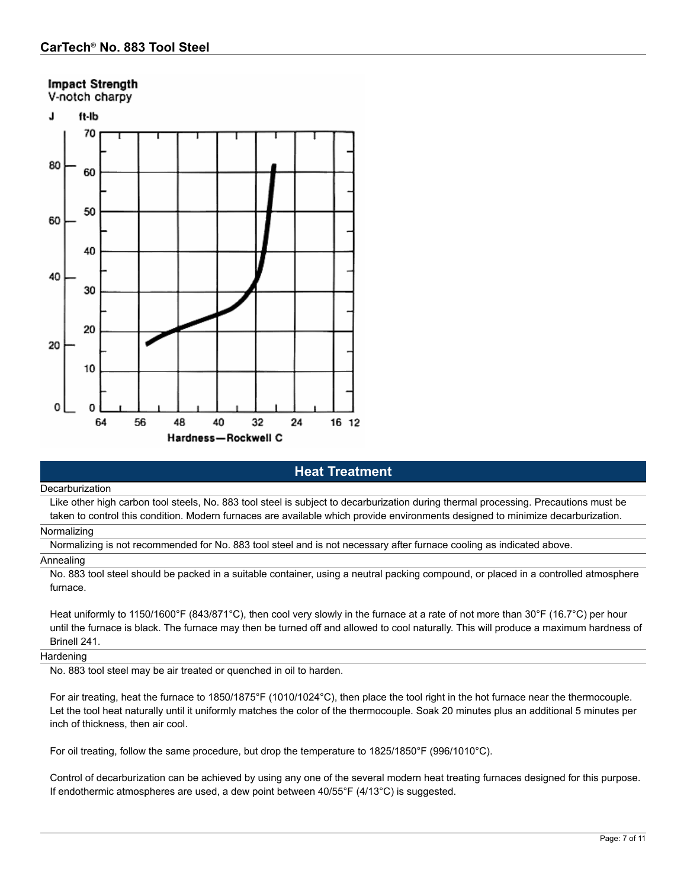**Impact Strength**
V-notch charpy

## Heat Treatment

### Decarburization

Like other high carbon tool steels, No. 883 tool steel is subject to decarburization during thermal processing. Precautions must be taken to control this condition. Modern furnaces are available which provide environments designed to minimize decarburization.

### Normalizing

Normalizing is not recommended for No. 883 tool steel and is not necessary after furnace cooling as indicated above.

### Annealing

No. 883 tool steel should be packed in a suitable container, using a neutral packing compound, or placed in a controlled atmosphere furnace.

Heat uniformly to 1150/1600°F (843/871°C), then cool very slowly in the furnace at a rate of not more than 30°F (16.7°C) per hour until the furnace is black. The furnace may then be turned off and allowed to cool naturally. This will produce a maximum hardness of Brinell 241.

### Hardening

No. 883 tool steel may be air treated or quenched in oil to harden.

For air treating, heat the furnace to 1850/1875°F (1010/1024°C), then place the tool right in the hot furnace near the thermocouple. Let the tool heat naturally until it uniformly matches the color of the thermocouple. Soak 20 minutes plus an additional 5 minutes per inch of thickness, then air cool.

For oil treating, follow the same procedure, but drop the temperature to 1825/1850°F (996/1010°C).

Control of decarburization can be achieved by using any one of the several modern heat treating furnaces designed for this purpose. If endothermic atmospheres are used, a dew point between 40/55°F (4/13°C) is suggested.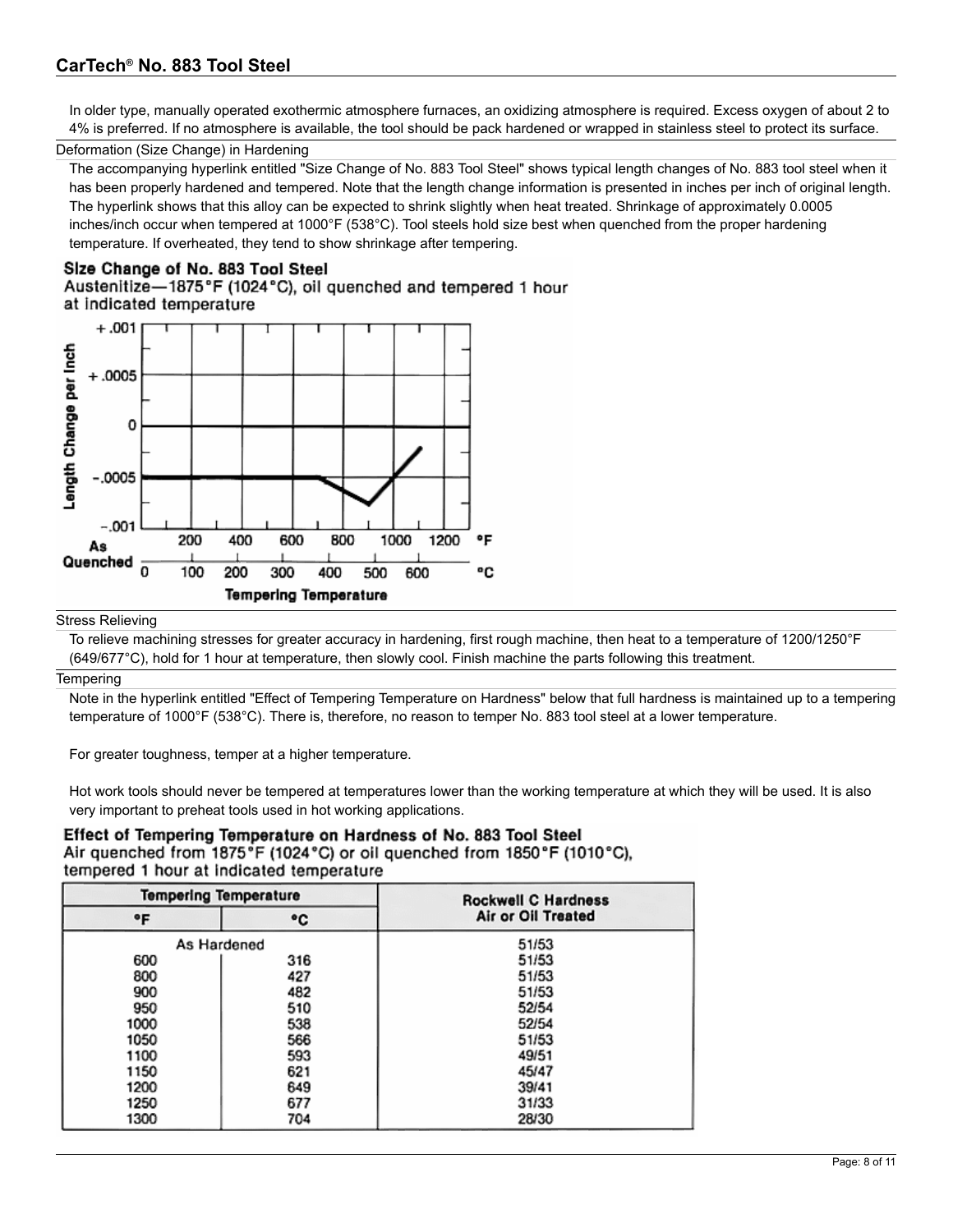In older type, manually operated exothermic atmosphere furnaces, an oxidizing atmosphere is required. Excess oxygen of about 2 to 4% is preferred. If no atmosphere is available, the tool should be pack hardened or wrapped in stainless steel to protect its surface.

### Deformation (Size Change) in Hardening

The accompanying hyperlink entitled "Size Change of No. 883 Tool Steel" shows typical length changes of No. 883 tool steel when it has been properly hardened and tempered. Note that the length change information is presented in inches per inch of original length. The hyperlink shows that this alloy can be expected to shrink slightly when heat treated. Shrinkage of approximately 0.0005 inches/inch occur when tempered at 1000°F (538°C). Tool steels hold size best when quenched from the proper hardening temperature. If overheated, they tend to show shrinkage after tempering.

**Size Change of No. 883 Tool Steel**
Austenitize—1875°F (1024°C), oil quenched and tempered 1 hour at indicated temperature

### Stress Relieving

To relieve machining stresses for greater accuracy in hardening, first rough machine, then heat to a temperature of 1200/1250°F (649/677°C), hold for 1 hour at temperature, then slowly cool. Finish machine the parts following this treatment.

### Tempering

Note in the hyperlink entitled "Effect of Tempering Temperature on Hardness" below that full hardness is maintained up to a tempering temperature of 1000°F (538°C). There is, therefore, no reason to temper No. 883 tool steel at a lower temperature.

For greater toughness, temper at a higher temperature.

Hot work tools should never be tempered at temperatures lower than the working temperature at which they will be used. It is also very important to preheat tools used in hot working applications.

**Effect of Tempering Temperature on Hardness of No. 883 Tool Steel**
Air quenched from 1875°F (1024°C) or oil quenched from 1850°F (1010°C), tempered 1 hour at indicated temperature

| Tempering Temperature | | Rockwell C Hardness Air or Oil Treated |
|---|---|---|
| °F | °C | |
| As Hardened | | 51/53 |
| 600 | 316 | 51/53 |
| 800 | 427 | 51/53 |
| 900 | 482 | 51/53 |
| 950 | 510 | 52/54 |
| 1000 | 538 | 52/54 |
| 1050 | 566 | 51/53 |
| 1100 | 593 | 49/51 |
| 1150 | 621 | 45/47 |
| 1200 | 649 | 39/41 |
| 1250 | 677 | 31/33 |
| 1300 | 704 | 28/30 |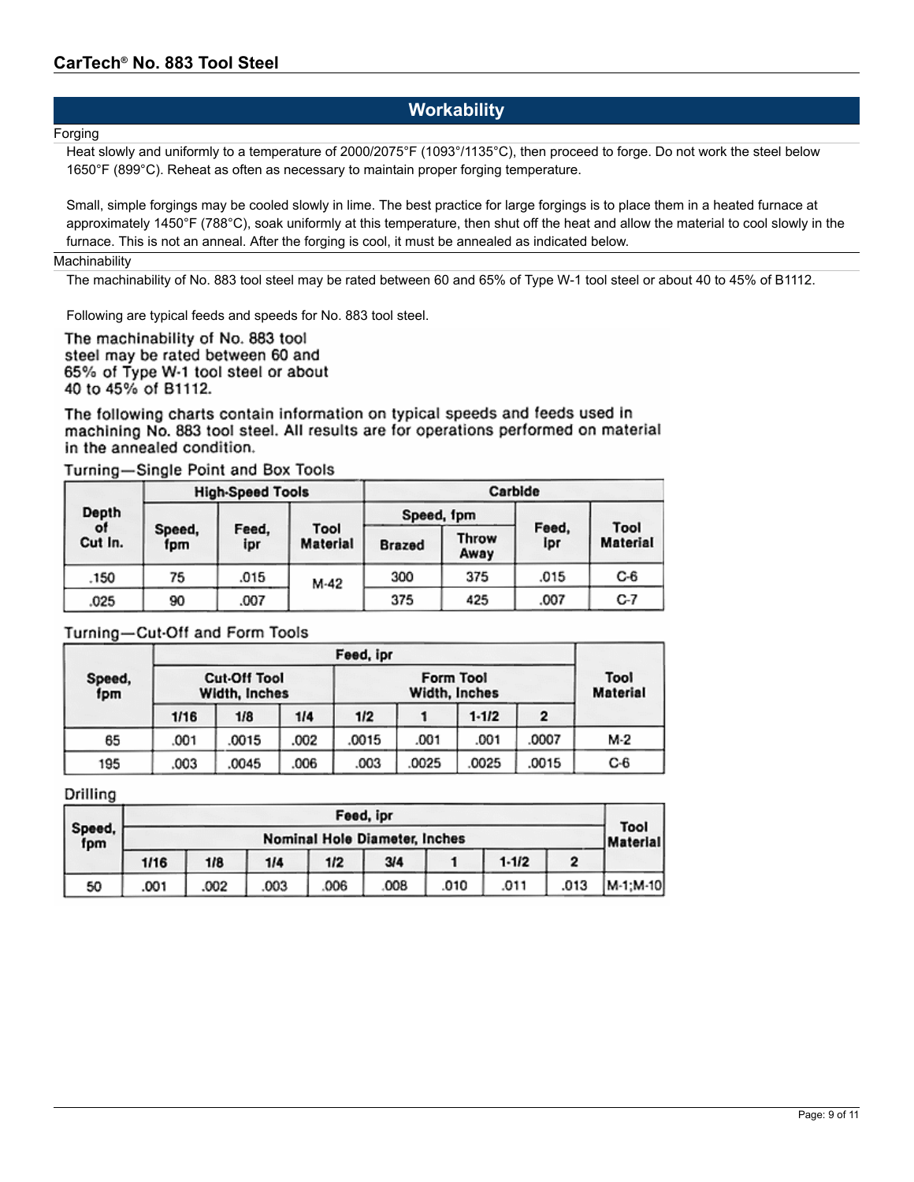## Workability

### Forging

Heat slowly and uniformly to a temperature of 2000/2075°F (1093°/1135°C), then proceed to forge. Do not work the steel below 1650°F (899°C). Reheat as often as necessary to maintain proper forging temperature.

Small, simple forgings may be cooled slowly in lime. The best practice for large forgings is to place them in a heated furnace at approximately 1450°F (788°C), soak uniformly at this temperature, then shut off the heat and allow the material to cool slowly in the furnace. This is not an anneal. After the forging is cool, it must be annealed as indicated below.

### Machinability

The machinability of No. 883 tool steel may be rated between 60 and 65% of Type W-1 tool steel or about 40 to 45% of B1112.

Following are typical feeds and speeds for No. 883 tool steel.

The machinability of No. 883 tool steel may be rated between 60 and 65% of Type W-1 tool steel or about 40 to 45% of B1112.

The following charts contain information on typical speeds and feeds used in machining No. 883 tool steel. All results are for operations performed on material in the annealed condition.

**Turning—Single Point and Box Tools**

| Depth of Cut In. | High-Speed Tools | | | Carbide | | | |
|---|---|---|---|---|---|---|---|
| | Speed, fpm | Feed, ipr | Tool Material | Speed, fpm | | Feed, ipr | Tool Material |
| | | | | Brazed | Throw Away | | |
| .150 | 75 | .015 | M-42 | 300 | 375 | .015 | C-6 |
| .025 | 90 | .007 | | 375 | 425 | .007 | C-7 |

**Turning—Cut-Off and Form Tools**

| Speed, fpm | Feed, ipr | | | | | | | Tool Material |
|---|---|---|---|---|---|---|---|---|
| | Cut-Off Tool Width, Inches | | | Form Tool Width, Inches | | | | |
| | 1/16 | 1/8 | 1/4 | 1/2 | 1 | 1-1/2 | 2 | |
| 65 | .001 | .0015 | .002 | .0015 | .001 | .001 | .0007 | M-2 |
| 195 | .003 | .0045 | .006 | .003 | .0025 | .0025 | .0015 | C-6 |

**Drilling**

| Speed, fpm | Feed, ipr | | | | | | | | Tool Material |
|---|---|---|---|---|---|---|---|---|---|
| | Nominal Hole Diameter, Inches | | | | | | | | |
| | 1/16 | 1/8 | 1/4 | 1/2 | 3/4 | 1 | 1-1/2 | 2 | |
| 50 | .001 | .002 | .003 | .006 | .008 | .010 | .011 | .013 | M-1;M-10 |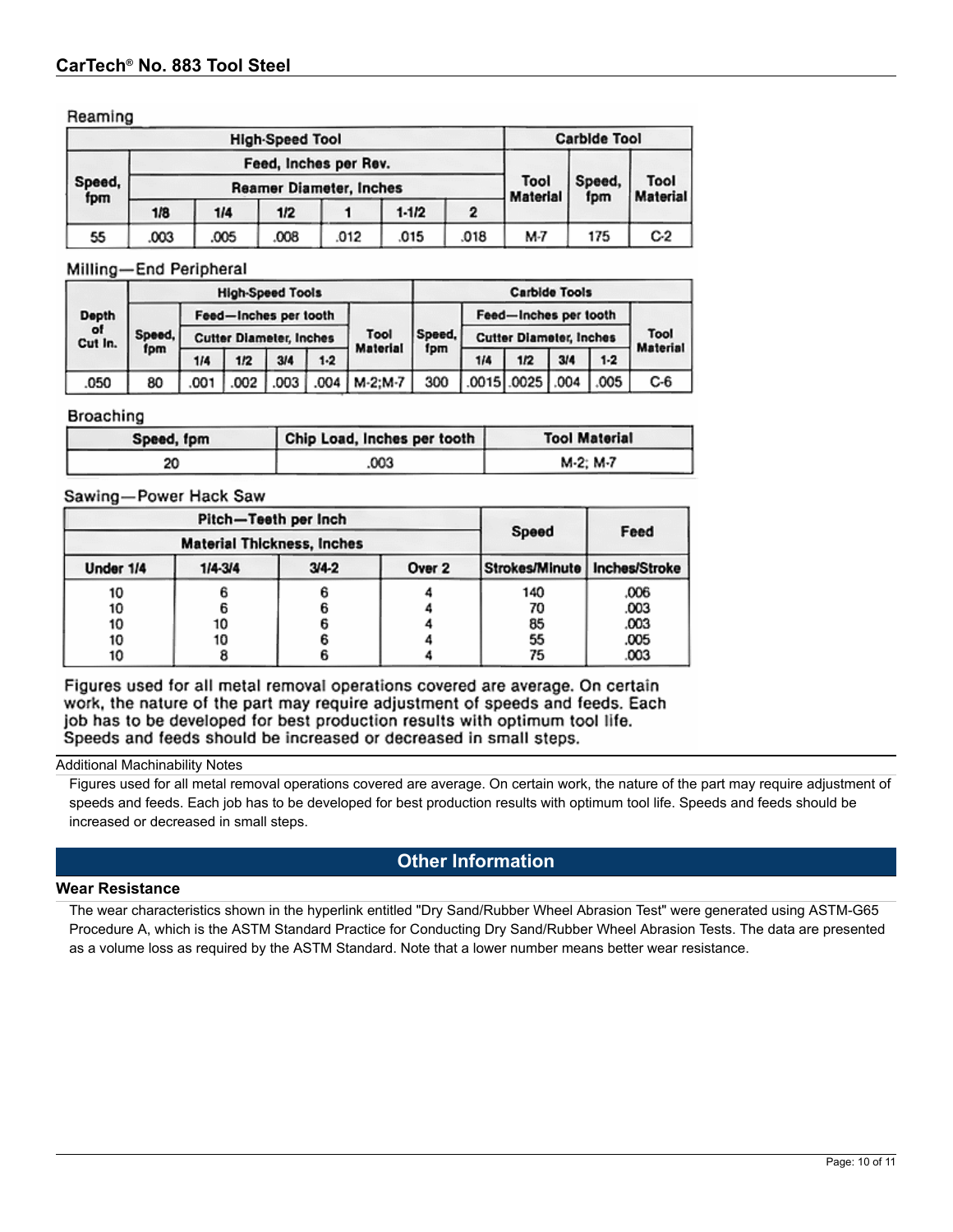## CarTech® No. 883 Tool Steel

### Reaming

| High-Speed Tool | | | | | | | | Carbide Tool | |
|---|---|---|---|---|---|---|---|---|---|
| Speed, fpm | Feed, Inches per Rev. | | | | | | Tool Material | Speed, fpm | Tool Material |
| | Reamer Diameter, Inches | | | | | | | | |
| | 1/8 | 1/4 | 1/2 | 1 | 1-1/2 | 2 | | | |
| 55 | .003 | .005 | .008 | .012 | .015 | .018 | M-7 | 175 | C-2 |

### Milling—End Peripheral

| Depth of Cut In. | High-Speed Tools | | | | | | Carbide Tools | | | | | |
|---|---|---|---|---|---|---|---|---|---|---|---|---|
| | Speed, fpm | Feed—Inches per tooth | | | | Tool Material | Speed, fpm | Feed—Inches per tooth | | | | Tool Material |
| | | Cutter Diameter, Inches | | | | | | Cutter Diameter, Inches | | | | |
| | | 1/4 | 1/2 | 3/4 | 1-2 | | | 1/4 | 1/2 | 3/4 | 1-2 | |
| .050 | 80 | .001 | .002 | .003 | .004 | M-2;M-7 | 300 | .0015 | .0025 | .004 | .005 | C-6 |

### Broaching

| Speed, fpm | Chip Load, Inches per tooth | Tool Material |
|---|---|---|
| 20 | .003 | M-2; M-7 |

### Sawing—Power Hack Saw

| Pitch—Teeth per Inch | | | | Speed | Feed |
|---|---|---|---|---|---|
| Material Thickness, Inches | | | | | |
| Under 1/4 | 1/4-3/4 | 3/4-2 | Over 2 | Strokes/Minute | Inches/Stroke |
| 10 | 6 | 6 | 4 | 140 | .006 |
| 10 | 6 | 6 | 4 | 70 | .003 |
| 10 | 10 | 6 | 4 | 85 | .003 |
| 10 | 10 | 6 | 4 | 55 | .005 |
| 10 | 8 | 6 | 4 | 75 | .003 |

Figures used for all metal removal operations covered are average. On certain work, the nature of the part may require adjustment of speeds and feeds. Each job has to be developed for best production results with optimum tool life. Speeds and feeds should be increased or decreased in small steps.

Additional Machinability Notes

Figures used for all metal removal operations covered are average. On certain work, the nature of the part may require adjustment of speeds and feeds. Each job has to be developed for best production results with optimum tool life. Speeds and feeds should be increased or decreased in small steps.

## Other Information

### Wear Resistance

The wear characteristics shown in the hyperlink entitled "Dry Sand/Rubber Wheel Abrasion Test" were generated using ASTM-G65 Procedure A, which is the ASTM Standard Practice for Conducting Dry Sand/Rubber Wheel Abrasion Tests. The data are presented as a volume loss as required by the ASTM Standard. Note that a lower number means better wear resistance.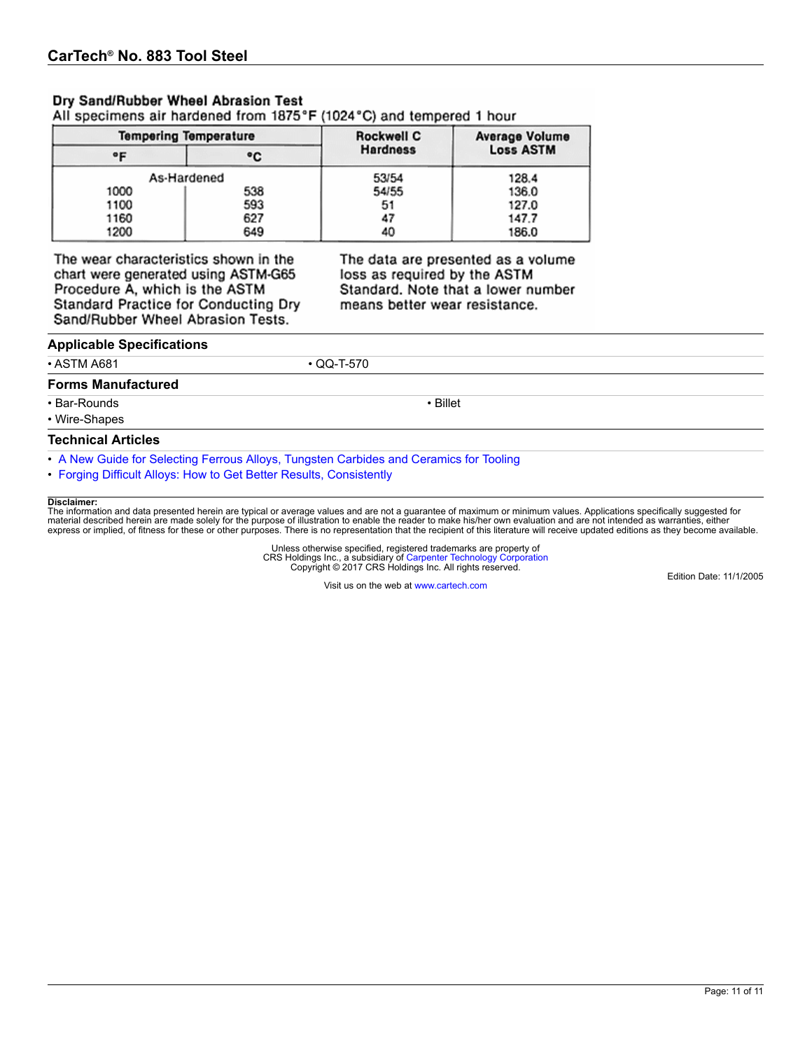### Dry Sand/Rubber Wheel Abrasion Test

All specimens air hardened from 1875°F (1024°C) and tempered 1 hour

| Tempering Temperature | | Rockwell C Hardness | Average Volume Loss ASTM |
|---|---|---|---|
| °F | °C | | |
| As-Hardened | | 53/54 | 128.4 |
| 1000 | 538 | 54/55 | 136.0 |
| 1100 | 593 | 51 | 127.0 |
| 1160 | 627 | 47 | 147.7 |
| 1200 | 649 | 40 | 186.0 |

The wear characteristics shown in the chart were generated using ASTM-G65 Procedure A, which is the ASTM Standard Practice for Conducting Dry Sand/Rubber Wheel Abrasion Tests.

The data are presented as a volume loss as required by the ASTM Standard. Note that a lower number means better wear resistance.

## Applicable Specifications

- ASTM A681
- QQ-T-570

## Forms Manufactured

- Bar-Rounds
- Billet
- Wire-Shapes

## Technical Articles

- A New Guide for Selecting Ferrous Alloys, Tungsten Carbides and Ceramics for Tooling
- Forging Difficult Alloys: How to Get Better Results, Consistently

**Disclaimer:**
The information and data presented herein are typical or average values and are not a guarantee of maximum or minimum values. Applications specifically suggested for material described herein are made solely for the purpose of illustration to enable the reader to make his/her own evaluation and are not intended as warranties, either express or implied, of fitness for these or other purposes. There is no representation that the recipient of this literature will receive updated editions as they become available.

Unless otherwise specified, registered trademarks are property of
CRS Holdings Inc., a subsidiary of Carpenter Technology Corporation
Copyright © 2017 CRS Holdings Inc. All rights reserved.

Edition Date: 11/1/2005

Visit us on the web at www.cartech.com